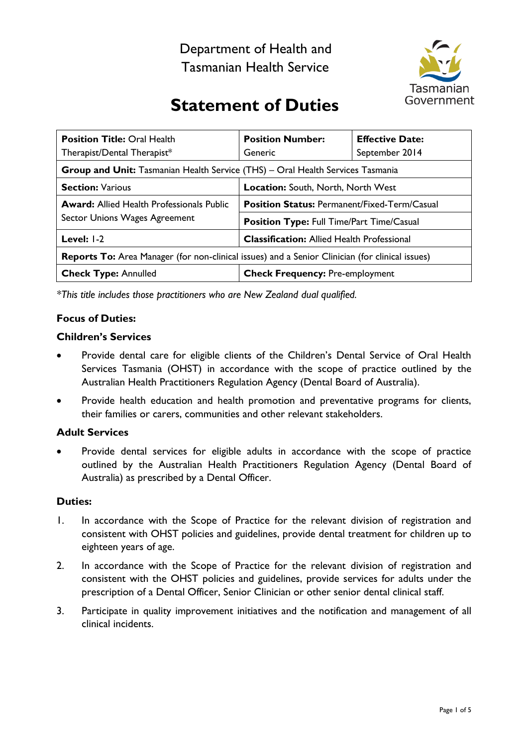Department of Health and
Tasmanian Health Service

Tasmanian Government

# Statement of Duties

| **Position Title:** Oral Health Therapist/Dental Therapist* | **Position Number:** Generic | **Effective Date:** September 2014 |
|---|---|---|
| **Group and Unit:** Tasmanian Health Service (THS) – Oral Health Services Tasmania | | |
| **Section:** Various | **Location:** South, North, North West | |
| **Award:** Allied Health Professionals Public Sector Unions Wages Agreement | **Position Status:** Permanent/Fixed-Term/Casual | |
| | **Position Type:** Full Time/Part Time/Casual | |
| **Level:** 1-2 | **Classification:** Allied Health Professional | |
| **Reports To:** Area Manager (for non-clinical issues) and a Senior Clinician (for clinical issues) | | |
| **Check Type:** Annulled | **Check Frequency:** Pre-employment | |

*\*This title includes those practitioners who are New Zealand dual qualified.*

### Focus of Duties:

### Children's Services

- Provide dental care for eligible clients of the Children's Dental Service of Oral Health Services Tasmania (OHST) in accordance with the scope of practice outlined by the Australian Health Practitioners Regulation Agency (Dental Board of Australia).
- Provide health education and health promotion and preventative programs for clients, their families or carers, communities and other relevant stakeholders.

### Adult Services

- Provide dental services for eligible adults in accordance with the scope of practice outlined by the Australian Health Practitioners Regulation Agency (Dental Board of Australia) as prescribed by a Dental Officer.

### Duties:

1. In accordance with the Scope of Practice for the relevant division of registration and consistent with OHST policies and guidelines, provide dental treatment for children up to eighteen years of age.
2. In accordance with the Scope of Practice for the relevant division of registration and consistent with the OHST policies and guidelines, provide services for adults under the prescription of a Dental Officer, Senior Clinician or other senior dental clinical staff.
3. Participate in quality improvement initiatives and the notification and management of all clinical incidents.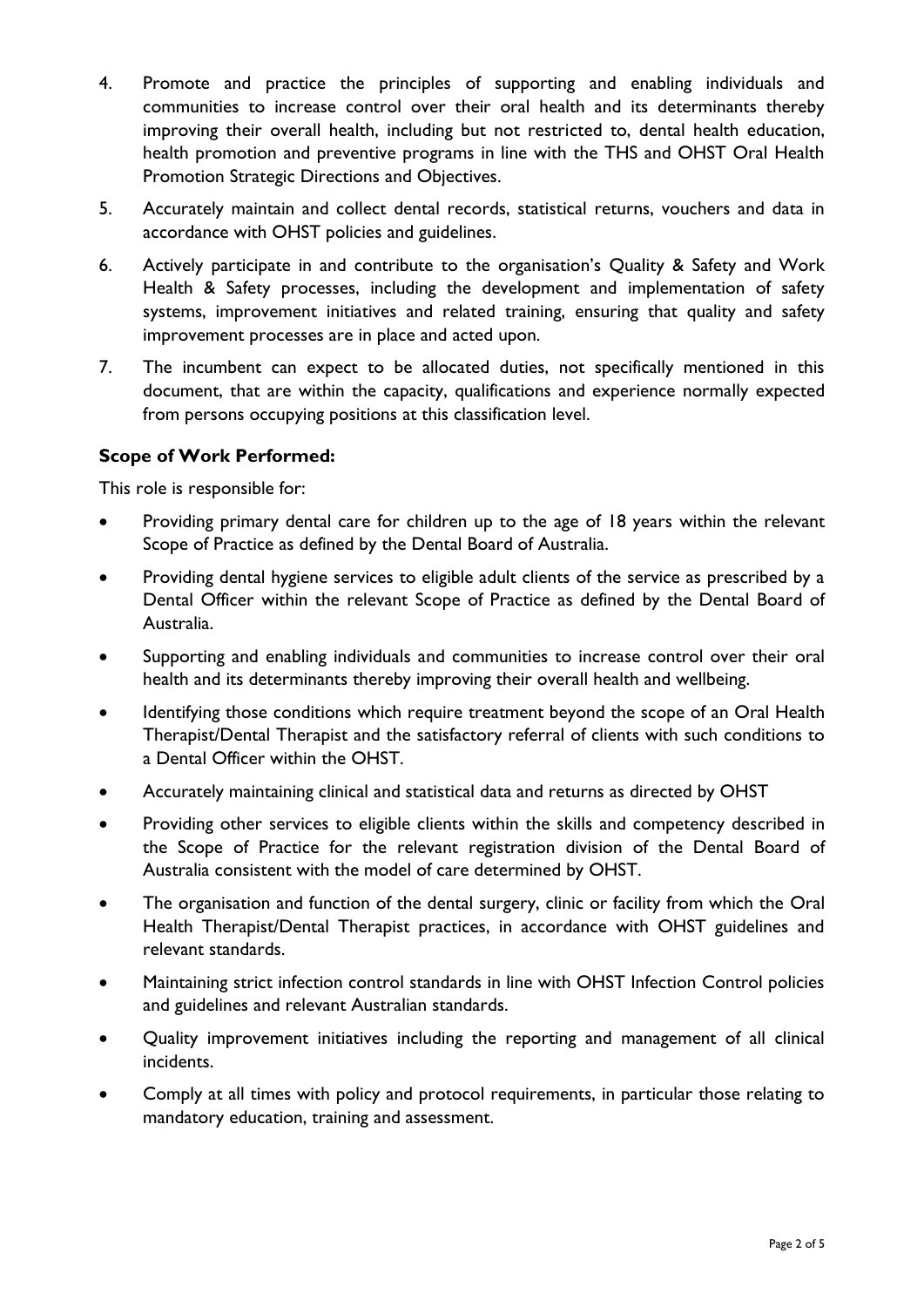4. Promote and practice the principles of supporting and enabling individuals and communities to increase control over their oral health and its determinants thereby improving their overall health, including but not restricted to, dental health education, health promotion and preventive programs in line with the THS and OHST Oral Health Promotion Strategic Directions and Objectives.
5. Accurately maintain and collect dental records, statistical returns, vouchers and data in accordance with OHST policies and guidelines.
6. Actively participate in and contribute to the organisation's Quality & Safety and Work Health & Safety processes, including the development and implementation of safety systems, improvement initiatives and related training, ensuring that quality and safety improvement processes are in place and acted upon.
7. The incumbent can expect to be allocated duties, not specifically mentioned in this document, that are within the capacity, qualifications and experience normally expected from persons occupying positions at this classification level.

**Scope of Work Performed:**

This role is responsible for:

- Providing primary dental care for children up to the age of 18 years within the relevant Scope of Practice as defined by the Dental Board of Australia.
- Providing dental hygiene services to eligible adult clients of the service as prescribed by a Dental Officer within the relevant Scope of Practice as defined by the Dental Board of Australia.
- Supporting and enabling individuals and communities to increase control over their oral health and its determinants thereby improving their overall health and wellbeing.
- Identifying those conditions which require treatment beyond the scope of an Oral Health Therapist/Dental Therapist and the satisfactory referral of clients with such conditions to a Dental Officer within the OHST.
- Accurately maintaining clinical and statistical data and returns as directed by OHST
- Providing other services to eligible clients within the skills and competency described in the Scope of Practice for the relevant registration division of the Dental Board of Australia consistent with the model of care determined by OHST.
- The organisation and function of the dental surgery, clinic or facility from which the Oral Health Therapist/Dental Therapist practices, in accordance with OHST guidelines and relevant standards.
- Maintaining strict infection control standards in line with OHST Infection Control policies and guidelines and relevant Australian standards.
- Quality improvement initiatives including the reporting and management of all clinical incidents.
- Comply at all times with policy and protocol requirements, in particular those relating to mandatory education, training and assessment.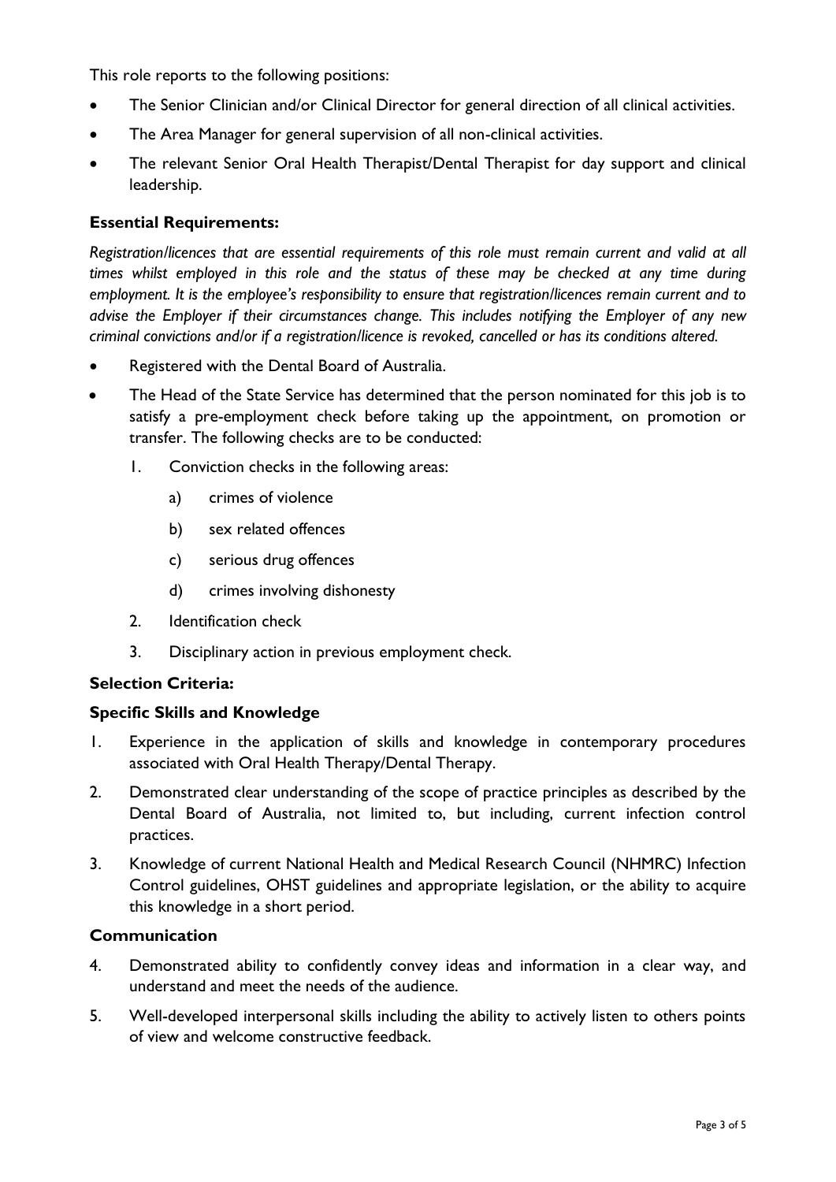This role reports to the following positions:

- The Senior Clinician and/or Clinical Director for general direction of all clinical activities.
- The Area Manager for general supervision of all non-clinical activities.
- The relevant Senior Oral Health Therapist/Dental Therapist for day support and clinical leadership.

### Essential Requirements:

*Registration/licences that are essential requirements of this role must remain current and valid at all times whilst employed in this role and the status of these may be checked at any time during employment. It is the employee's responsibility to ensure that registration/licences remain current and to advise the Employer if their circumstances change. This includes notifying the Employer of any new criminal convictions and/or if a registration/licence is revoked, cancelled or has its conditions altered.*

- Registered with the Dental Board of Australia.
- The Head of the State Service has determined that the person nominated for this job is to satisfy a pre-employment check before taking up the appointment, on promotion or transfer. The following checks are to be conducted:
  1. Conviction checks in the following areas:
     a) crimes of violence
     b) sex related offences
     c) serious drug offences
     d) crimes involving dishonesty
  2. Identification check
  3. Disciplinary action in previous employment check.

### Selection Criteria:

### Specific Skills and Knowledge

1. Experience in the application of skills and knowledge in contemporary procedures associated with Oral Health Therapy/Dental Therapy.
2. Demonstrated clear understanding of the scope of practice principles as described by the Dental Board of Australia, not limited to, but including, current infection control practices.
3. Knowledge of current National Health and Medical Research Council (NHMRC) Infection Control guidelines, OHST guidelines and appropriate legislation, or the ability to acquire this knowledge in a short period.

### Communication

4. Demonstrated ability to confidently convey ideas and information in a clear way, and understand and meet the needs of the audience.
5. Well-developed interpersonal skills including the ability to actively listen to others points of view and welcome constructive feedback.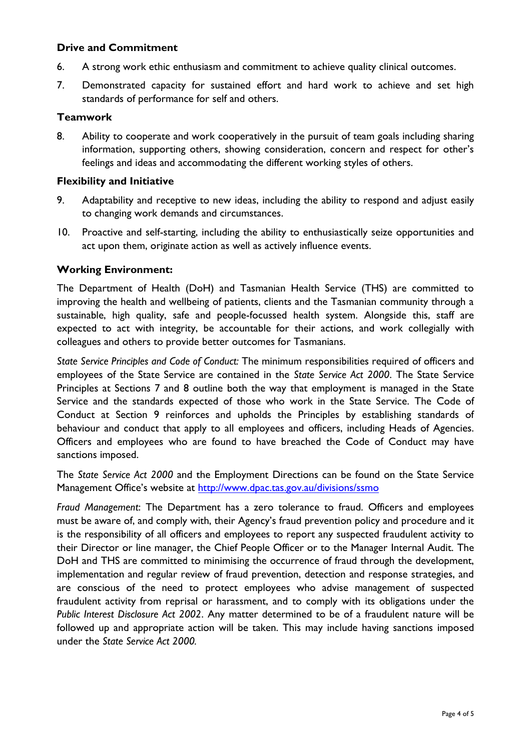**Drive and Commitment**

6. A strong work ethic enthusiasm and commitment to achieve quality clinical outcomes.
7. Demonstrated capacity for sustained effort and hard work to achieve and set high standards of performance for self and others.

**Teamwork**

8. Ability to cooperate and work cooperatively in the pursuit of team goals including sharing information, supporting others, showing consideration, concern and respect for other's feelings and ideas and accommodating the different working styles of others.

**Flexibility and Initiative**

9. Adaptability and receptive to new ideas, including the ability to respond and adjust easily to changing work demands and circumstances.
10. Proactive and self-starting, including the ability to enthusiastically seize opportunities and act upon them, originate action as well as actively influence events.

**Working Environment:**

The Department of Health (DoH) and Tasmanian Health Service (THS) are committed to improving the health and wellbeing of patients, clients and the Tasmanian community through a sustainable, high quality, safe and people-focussed health system. Alongside this, staff are expected to act with integrity, be accountable for their actions, and work collegially with colleagues and others to provide better outcomes for Tasmanians.

*State Service Principles and Code of Conduct:* The minimum responsibilities required of officers and employees of the State Service are contained in the *State Service Act 2000*. The State Service Principles at Sections 7 and 8 outline both the way that employment is managed in the State Service and the standards expected of those who work in the State Service. The Code of Conduct at Section 9 reinforces and upholds the Principles by establishing standards of behaviour and conduct that apply to all employees and officers, including Heads of Agencies. Officers and employees who are found to have breached the Code of Conduct may have sanctions imposed.

The *State Service Act 2000* and the Employment Directions can be found on the State Service Management Office's website at [http://www.dpac.tas.gov.au/divisions/ssmo](http://www.dpac.tas.gov.au/divisions/ssmo)

*Fraud Management*: The Department has a zero tolerance to fraud. Officers and employees must be aware of, and comply with, their Agency's fraud prevention policy and procedure and it is the responsibility of all officers and employees to report any suspected fraudulent activity to their Director or line manager, the Chief People Officer or to the Manager Internal Audit. The DoH and THS are committed to minimising the occurrence of fraud through the development, implementation and regular review of fraud prevention, detection and response strategies, and are conscious of the need to protect employees who advise management of suspected fraudulent activity from reprisal or harassment, and to comply with its obligations under the *Public Interest Disclosure Act 2002*. Any matter determined to be of a fraudulent nature will be followed up and appropriate action will be taken. This may include having sanctions imposed under the *State Service Act 2000.*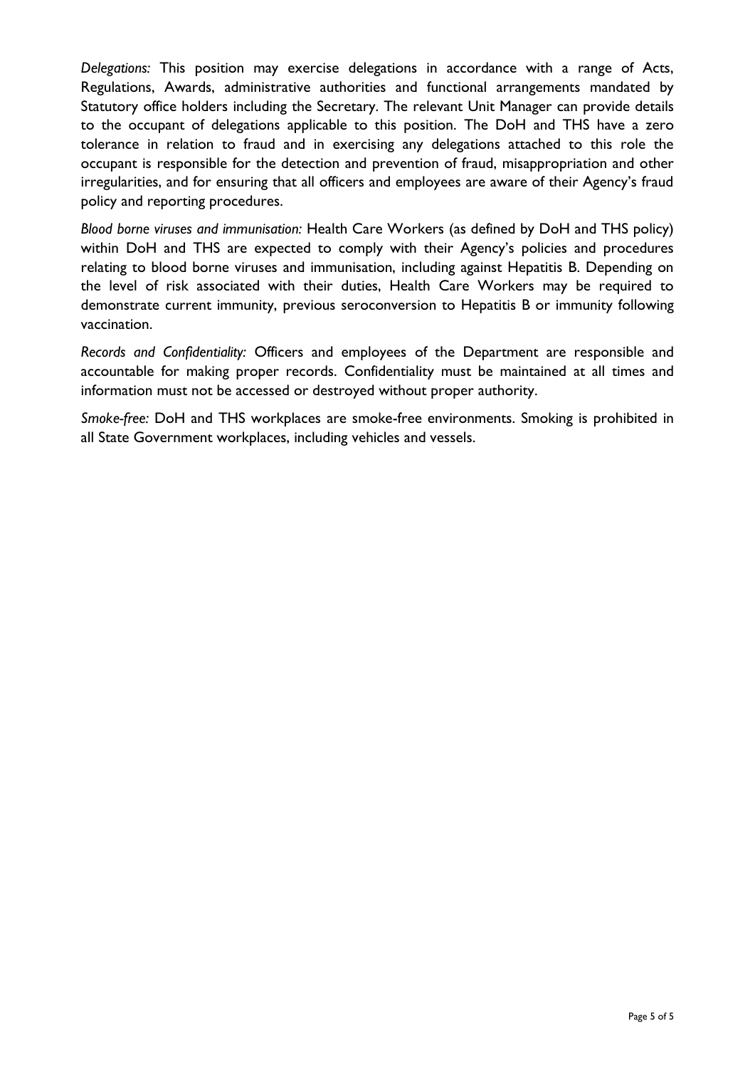*Delegations:* This position may exercise delegations in accordance with a range of Acts, Regulations, Awards, administrative authorities and functional arrangements mandated by Statutory office holders including the Secretary. The relevant Unit Manager can provide details to the occupant of delegations applicable to this position. The DoH and THS have a zero tolerance in relation to fraud and in exercising any delegations attached to this role the occupant is responsible for the detection and prevention of fraud, misappropriation and other irregularities, and for ensuring that all officers and employees are aware of their Agency's fraud policy and reporting procedures.

*Blood borne viruses and immunisation:* Health Care Workers (as defined by DoH and THS policy) within DoH and THS are expected to comply with their Agency's policies and procedures relating to blood borne viruses and immunisation, including against Hepatitis B. Depending on the level of risk associated with their duties, Health Care Workers may be required to demonstrate current immunity, previous seroconversion to Hepatitis B or immunity following vaccination.

*Records and Confidentiality:* Officers and employees of the Department are responsible and accountable for making proper records. Confidentiality must be maintained at all times and information must not be accessed or destroyed without proper authority.

*Smoke-free:* DoH and THS workplaces are smoke-free environments. Smoking is prohibited in all State Government workplaces, including vehicles and vessels.